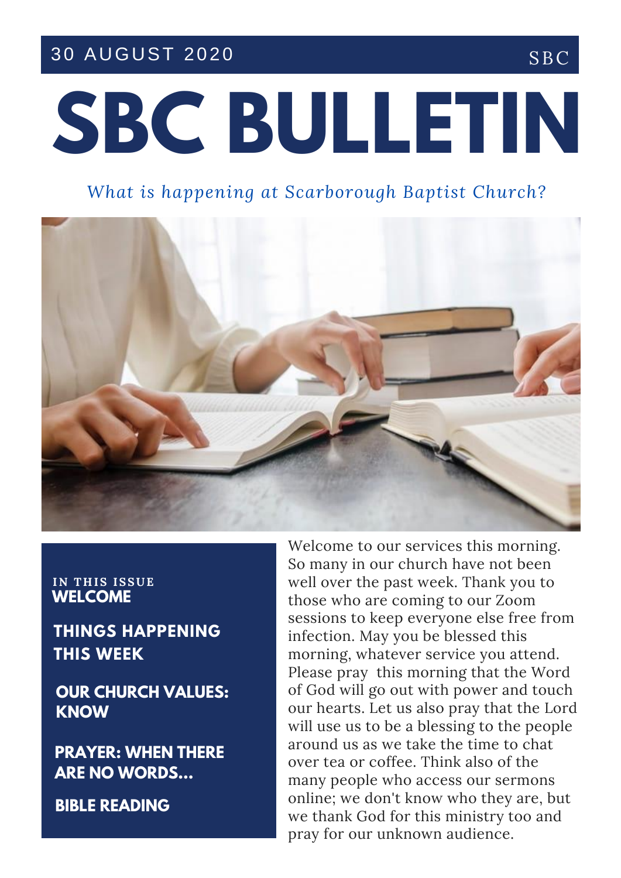30 AUGUST 2020

SBC

# SBC BULLETIN

*What is happening at Scarborough Baptist Church?*

**IN THIS ISSUE**

- **WELCOME**
- **THINGS HAPPENING THIS WEEK**
- **OUR CHURCH VALUES: KNOW**
- **PRAYER: WHEN THERE ARE NO WORDS...**
- **BIBLE READING**

Welcome to our services this morning. So many in our church have not been well over the past week. Thank you to those who are coming to our Zoom sessions to keep everyone else free from infection. May you be blessed this morning, whatever service you attend. Please pray this morning that the Word of God will go out with power and touch our hearts. Let us also pray that the Lord will use us to be a blessing to the people around us as we take the time to chat over tea or coffee. Think also of the many people who access our sermons online; we don't know who they are, but we thank God for this ministry too and pray for our unknown audience.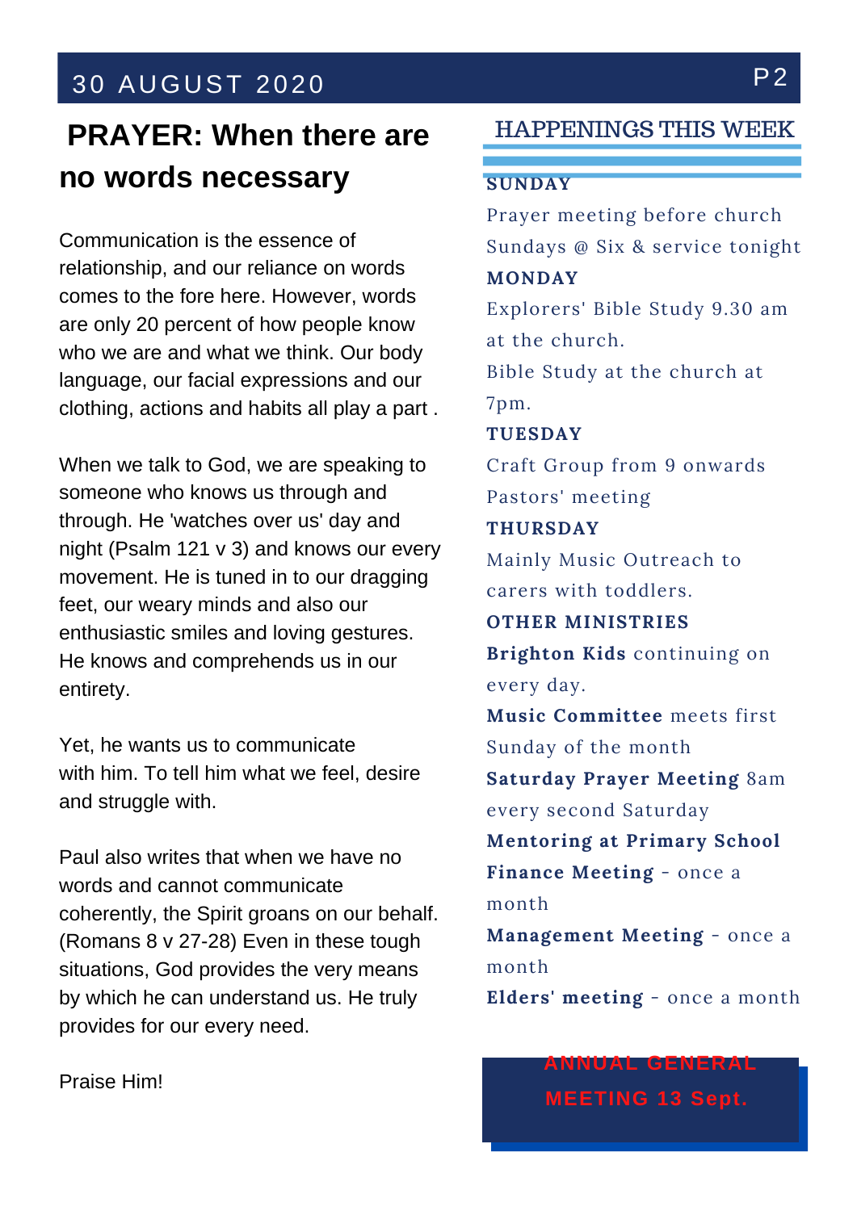# PRAYER: When there are no words necessary

Communication is the essence of relationship, and our reliance on words comes to the fore here. However, words are only 20 percent of how people know who we are and what we think. Our body language, our facial expressions and our clothing, actions and habits all play a part .

When we talk to God, we are speaking to someone who knows us through and through. He 'watches over us' day and night (Psalm 121 v 3) and knows our every movement. He is tuned in to our dragging feet, our weary minds and also our enthusiastic smiles and loving gestures. He knows and comprehends us in our entirety.

Yet, he wants us to communicate with him. To tell him what we feel, desire and struggle with.

Paul also writes that when we have no words and cannot communicate coherently, the Spirit groans on our behalf. (Romans 8 v 27-28) Even in these tough situations, God provides the very means by which he can understand us. He truly provides for our every need.

Praise Him!

## HAPPENINGS THIS WEEK

**SUNDAY**

Prayer meeting before church

Sundays @ Six & service tonight

**MONDAY**

Explorers' Bible Study 9.30 am at the church.

Bible Study at the church at 7pm.

**TUESDAY**

Craft Group from 9 onwards

Pastors' meeting

**THURSDAY**

Mainly Music Outreach to carers with toddlers.

**OTHER MINISTRIES**

**Brighton Kids** continuing on every day.

**Music Committee** meets first Sunday of the month

**Saturday Prayer Meeting** 8am every second Saturday

**Mentoring at Primary School**

**Finance Meeting** - once a month

**Management Meeting** - once a month

**Elders' meeting** - once a month

**ANNUAL GENERAL MEETING 13 Sept.**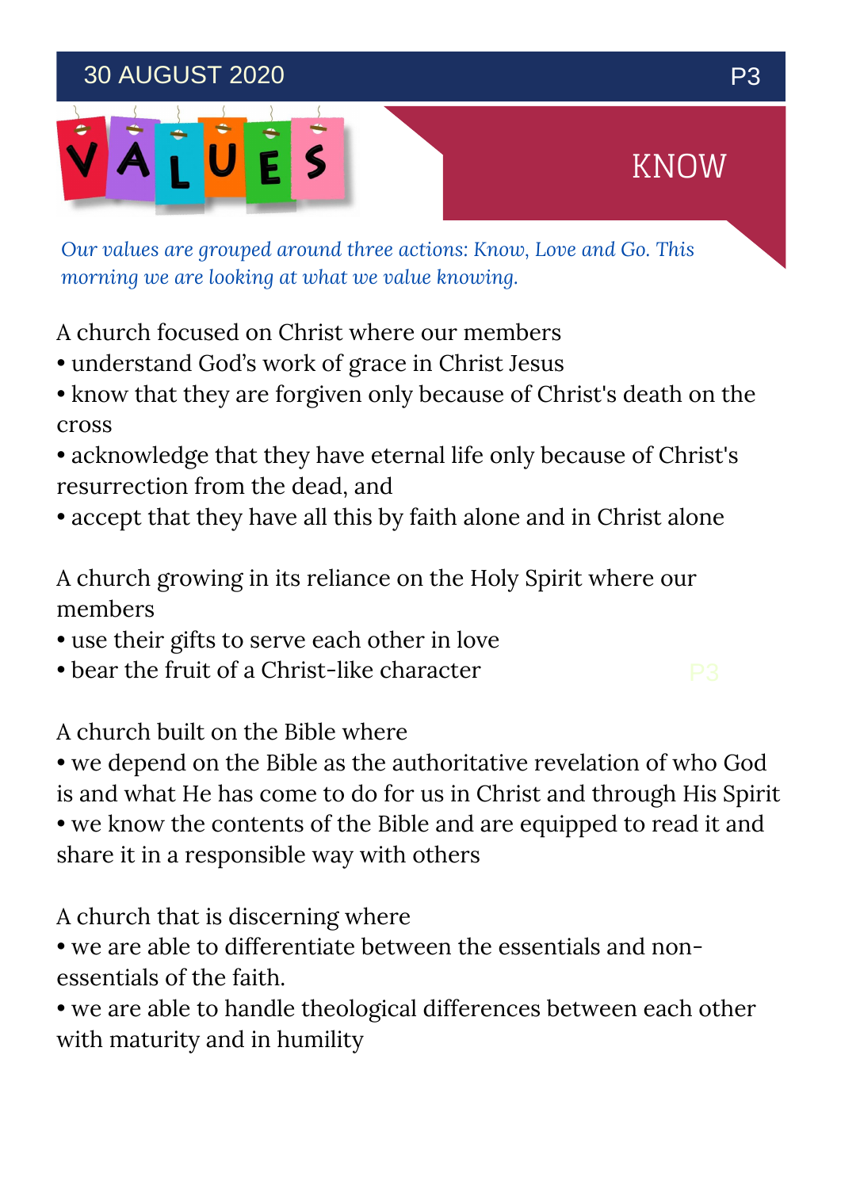# VALUES

## KNOW

*Our values are grouped around three actions: Know, Love and Go. This morning we are looking at what we value knowing.*

A church focused on Christ where our members

- understand God's work of grace in Christ Jesus
- know that they are forgiven only because of Christ's death on the cross
- acknowledge that they have eternal life only because of Christ's resurrection from the dead, and
- accept that they have all this by faith alone and in Christ alone

A church growing in its reliance on the Holy Spirit where our members

- use their gifts to serve each other in love
- bear the fruit of a Christ-like character

A church built on the Bible where

- we depend on the Bible as the authoritative revelation of who God is and what He has come to do for us in Christ and through His Spirit
- we know the contents of the Bible and are equipped to read it and share it in a responsible way with others

A church that is discerning where

- we are able to differentiate between the essentials and non-essentials of the faith.
- we are able to handle theological differences between each other with maturity and in humility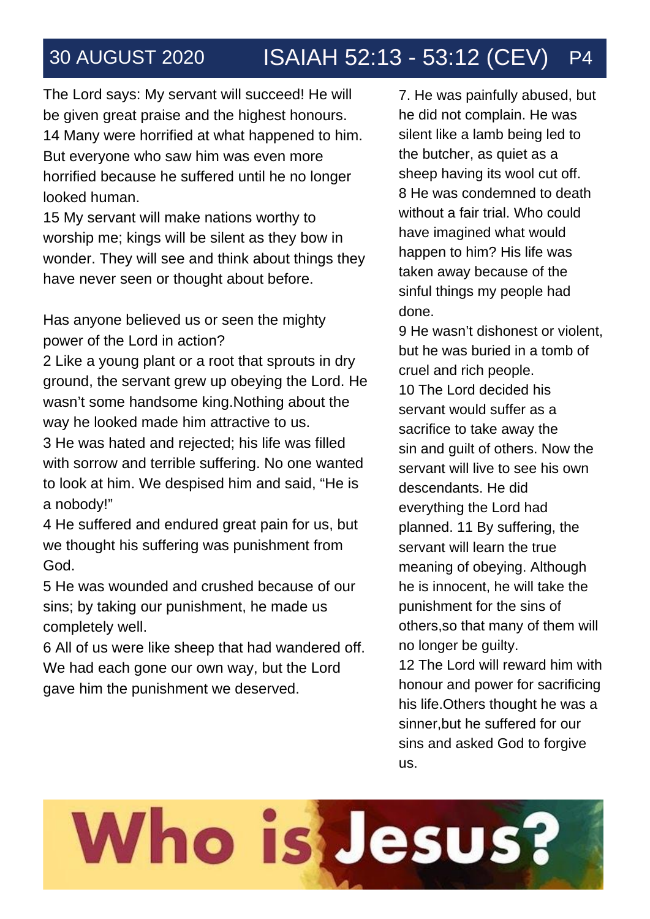# 30 AUGUST 2020 ISAIAH 52:13 - 53:12 (CEV)

The Lord says: My servant will succeed! He will be given great praise and the highest honours.
14 Many were horrified at what happened to him. But everyone who saw him was even more horrified because he suffered until he no longer looked human.
15 My servant will make nations worthy to worship me; kings will be silent as they bow in wonder. They will see and think about things they have never seen or thought about before.

Has anyone believed us or seen the mighty power of the Lord in action?
2 Like a young plant or a root that sprouts in dry ground, the servant grew up obeying the Lord. He wasn't some handsome king.Nothing about the way he looked made him attractive to us.
3 He was hated and rejected; his life was filled with sorrow and terrible suffering. No one wanted to look at him. We despised him and said, "He is a nobody!"
4 He suffered and endured great pain for us, but we thought his suffering was punishment from God.
5 He was wounded and crushed because of our sins; by taking our punishment, he made us completely well.
6 All of us were like sheep that had wandered off. We had each gone our own way, but the Lord gave him the punishment we deserved.
7. He was painfully abused, but he did not complain. He was silent like a lamb being led to the butcher, as quiet as a sheep having its wool cut off.
8 He was condemned to death without a fair trial. Who could have imagined what would happen to him? His life was taken away because of the sinful things my people had done.
9 He wasn't dishonest or violent, but he was buried in a tomb of cruel and rich people.
10 The Lord decided his servant would suffer as a sacrifice to take away the sin and guilt of others. Now the servant will live to see his own descendants. He did everything the Lord had planned. 11 By suffering, the servant will learn the true meaning of obeying. Although he is innocent, he will take the punishment for the sins of others,so that many of them will no longer be guilty.
12 The Lord will reward him with honour and power for sacrificing his life.Others thought he was a sinner,but he suffered for our sins and asked God to forgive us.

Who is Jesus?